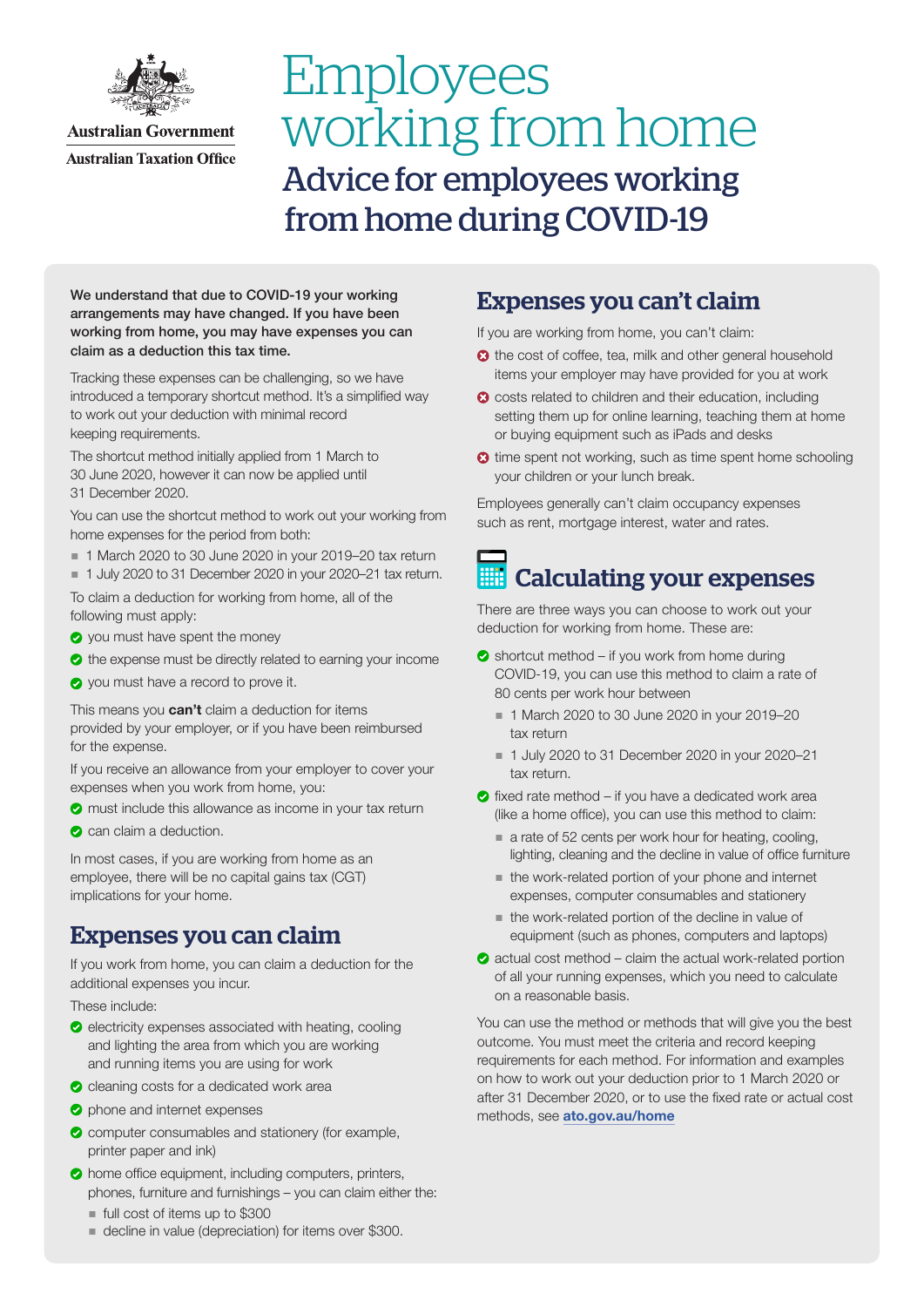Australian Government
Australian Taxation Office

# Employees working from home

## Advice for employees working from home during COVID-19

**We understand that due to COVID-19 your working arrangements may have changed. If you have been working from home, you may have expenses you can claim as a deduction this tax time.**

Tracking these expenses can be challenging, so we have introduced a temporary shortcut method. It's a simplified way to work out your deduction with minimal record keeping requirements.

The shortcut method initially applied from 1 March to 30 June 2020, however it can now be applied until 31 December 2020.

You can use the shortcut method to work out your working from home expenses for the period from both:

- 1 March 2020 to 30 June 2020 in your 2019–20 tax return
- 1 July 2020 to 31 December 2020 in your 2020–21 tax return.

To claim a deduction for working from home, all of the following must apply:

- you must have spent the money
- the expense must be directly related to earning your income
- you must have a record to prove it.

This means you **can't** claim a deduction for items provided by your employer, or if you have been reimbursed for the expense.

If you receive an allowance from your employer to cover your expenses when you work from home, you:

- must include this allowance as income in your tax return
- can claim a deduction.

In most cases, if you are working from home as an employee, there will be no capital gains tax (CGT) implications for your home.

## Expenses you can claim

If you work from home, you can claim a deduction for the additional expenses you incur.

These include:

- electricity expenses associated with heating, cooling and lighting the area from which you are working and running items you are using for work
- cleaning costs for a dedicated work area
- phone and internet expenses
- computer consumables and stationery (for example, printer paper and ink)
- home office equipment, including computers, printers, phones, furniture and furnishings – you can claim either the:
  - full cost of items up to $300
  - decline in value (depreciation) for items over $300.

## Expenses you can't claim

If you are working from home, you can't claim:

- the cost of coffee, tea, milk and other general household items your employer may have provided for you at work
- costs related to children and their education, including setting them up for online learning, teaching them at home or buying equipment such as iPads and desks
- time spent not working, such as time spent home schooling your children or your lunch break.

Employees generally can't claim occupancy expenses such as rent, mortgage interest, water and rates.

## Calculating your expenses

There are three ways you can choose to work out your deduction for working from home. These are:

- shortcut method – if you work from home during COVID-19, you can use this method to claim a rate of 80 cents per work hour between
  - 1 March 2020 to 30 June 2020 in your 2019–20 tax return
  - 1 July 2020 to 31 December 2020 in your 2020–21 tax return.
- fixed rate method – if you have a dedicated work area (like a home office), you can use this method to claim:
  - a rate of 52 cents per work hour for heating, cooling, lighting, cleaning and the decline in value of office furniture
  - the work-related portion of your phone and internet expenses, computer consumables and stationery
  - the work-related portion of the decline in value of equipment (such as phones, computers and laptops)
- actual cost method – claim the actual work-related portion of all your running expenses, which you need to calculate on a reasonable basis.

You can use the method or methods that will give you the best outcome. You must meet the criteria and record keeping requirements for each method. For information and examples on how to work out your deduction prior to 1 March 2020 or after 31 December 2020, or to use the fixed rate or actual cost methods, see **ato.gov.au/home**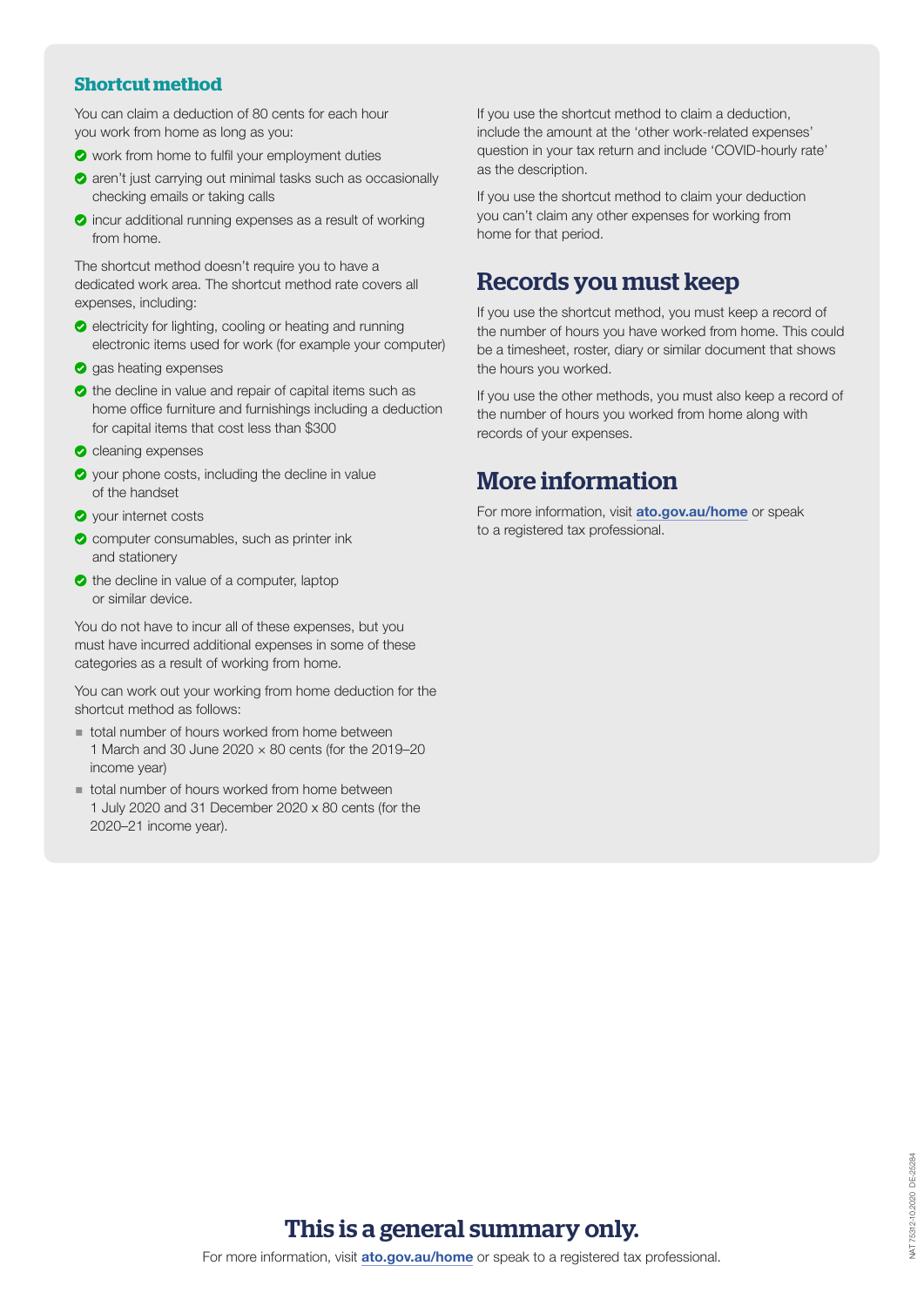### Shortcut method

You can claim a deduction of 80 cents for each hour you work from home as long as you:

- work from home to fulfil your employment duties
- aren't just carrying out minimal tasks such as occasionally checking emails or taking calls
- incur additional running expenses as a result of working from home.

The shortcut method doesn't require you to have a dedicated work area. The shortcut method rate covers all expenses, including:

- electricity for lighting, cooling or heating and running electronic items used for work (for example your computer)
- gas heating expenses
- the decline in value and repair of capital items such as home office furniture and furnishings including a deduction for capital items that cost less than $300
- cleaning expenses
- your phone costs, including the decline in value of the handset
- your internet costs
- computer consumables, such as printer ink and stationery
- the decline in value of a computer, laptop or similar device.

You do not have to incur all of these expenses, but you must have incurred additional expenses in some of these categories as a result of working from home.

You can work out your working from home deduction for the shortcut method as follows:

- total number of hours worked from home between 1 March and 30 June 2020 × 80 cents (for the 2019–20 income year)
- total number of hours worked from home between 1 July 2020 and 31 December 2020 x 80 cents (for the 2020–21 income year).

If you use the shortcut method to claim a deduction, include the amount at the 'other work-related expenses' question in your tax return and include 'COVID-hourly rate' as the description.

If you use the shortcut method to claim your deduction you can't claim any other expenses for working from home for that period.

## Records you must keep

If you use the shortcut method, you must keep a record of the number of hours you have worked from home. This could be a timesheet, roster, diary or similar document that shows the hours you worked.

If you use the other methods, you must also keep a record of the number of hours you worked from home along with records of your expenses.

## More information

For more information, visit **ato.gov.au/home** or speak to a registered tax professional.

## This is a general summary only.

For more information, visit **ato.gov.au/home** or speak to a registered tax professional.

NAT 75312-10.2020 DE-25284